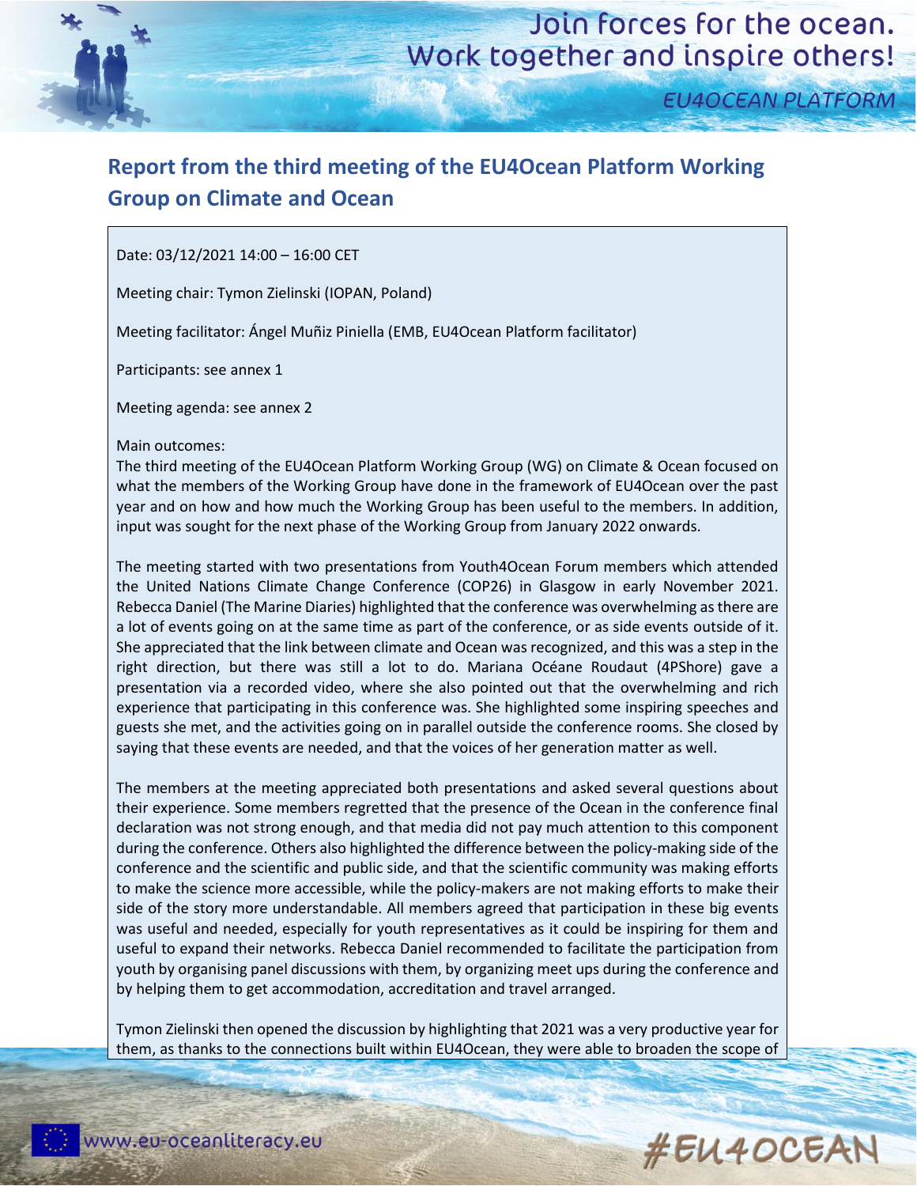# Report from the third meeting of the EU4Ocean Platform Working Group on Climate and Ocean

Date: 03/12/2021 14:00 – 16:00 CET

Meeting chair: Tymon Zielinski (IOPAN, Poland)

Meeting facilitator: Ángel Muñiz Piniella (EMB, EU4Ocean Platform facilitator)

Participants: see annex 1

Meeting agenda: see annex 2

Main outcomes:

The third meeting of the EU4Ocean Platform Working Group (WG) on Climate & Ocean focused on what the members of the Working Group have done in the framework of EU4Ocean over the past year and on how and how much the Working Group has been useful to the members. In addition, input was sought for the next phase of the Working Group from January 2022 onwards.

The meeting started with two presentations from Youth4Ocean Forum members which attended the United Nations Climate Change Conference (COP26) in Glasgow in early November 2021. Rebecca Daniel (The Marine Diaries) highlighted that the conference was overwhelming as there are a lot of events going on at the same time as part of the conference, or as side events outside of it. She appreciated that the link between climate and Ocean was recognized, and this was a step in the right direction, but there was still a lot to do. Mariana Océane Roudaut (4PShore) gave a presentation via a recorded video, where she also pointed out that the overwhelming and rich experience that participating in this conference was. She highlighted some inspiring speeches and guests she met, and the activities going on in parallel outside the conference rooms. She closed by saying that these events are needed, and that the voices of her generation matter as well.

The members at the meeting appreciated both presentations and asked several questions about their experience. Some members regretted that the presence of the Ocean in the conference final declaration was not strong enough, and that media did not pay much attention to this component during the conference. Others also highlighted the difference between the policy-making side of the conference and the scientific and public side, and that the scientific community was making efforts to make the science more accessible, while the policy-makers are not making efforts to make their side of the story more understandable. All members agreed that participation in these big events was useful and needed, especially for youth representatives as it could be inspiring for them and useful to expand their networks. Rebecca Daniel recommended to facilitate the participation from youth by organising panel discussions with them, by organizing meet ups during the conference and by helping them to get accommodation, accreditation and travel arranged.

Tymon Zielinski then opened the discussion by highlighting that 2021 was a very productive year for them, as thanks to the connections built within EU4Ocean, they were able to broaden the scope of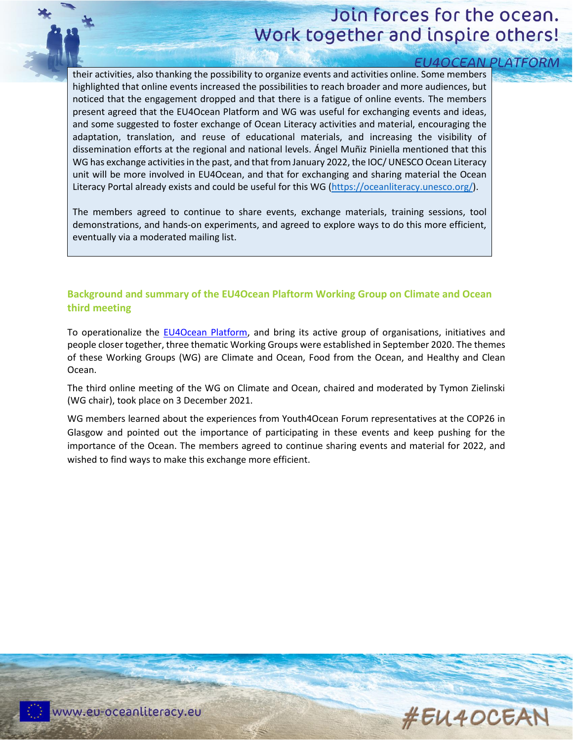their activities, also thanking the possibility to organize events and activities online. Some members highlighted that online events increased the possibilities to reach broader and more audiences, but noticed that the engagement dropped and that there is a fatigue of online events. The members present agreed that the EU4Ocean Platform and WG was useful for exchanging events and ideas, and some suggested to foster exchange of Ocean Literacy activities and material, encouraging the adaptation, translation, and reuse of educational materials, and increasing the visibility of dissemination efforts at the regional and national levels. Ángel Muñiz Piniella mentioned that this WG has exchange activities in the past, and that from January 2022, the IOC/ UNESCO Ocean Literacy unit will be more involved in EU4Ocean, and that for exchanging and sharing material the Ocean Literacy Portal already exists and could be useful for this WG ([https://oceanliteracy.unesco.org/](https://oceanliteracy.unesco.org/)).

The members agreed to continue to share events, exchange materials, training sessions, tool demonstrations, and hands-on experiments, and agreed to explore ways to do this more efficient, eventually via a moderated mailing list.

## Background and summary of the EU4Ocean Plaftorm Working Group on Climate and Ocean third meeting

To operationalize the [EU4Ocean Platform](), and bring its active group of organisations, initiatives and people closer together, three thematic Working Groups were established in September 2020. The themes of these Working Groups (WG) are Climate and Ocean, Food from the Ocean, and Healthy and Clean Ocean.

The third online meeting of the WG on Climate and Ocean, chaired and moderated by Tymon Zielinski (WG chair), took place on 3 December 2021.

WG members learned about the experiences from Youth4Ocean Forum representatives at the COP26 in Glasgow and pointed out the importance of participating in these events and keep pushing for the importance of the Ocean. The members agreed to continue sharing events and material for 2022, and wished to find ways to make this exchange more efficient.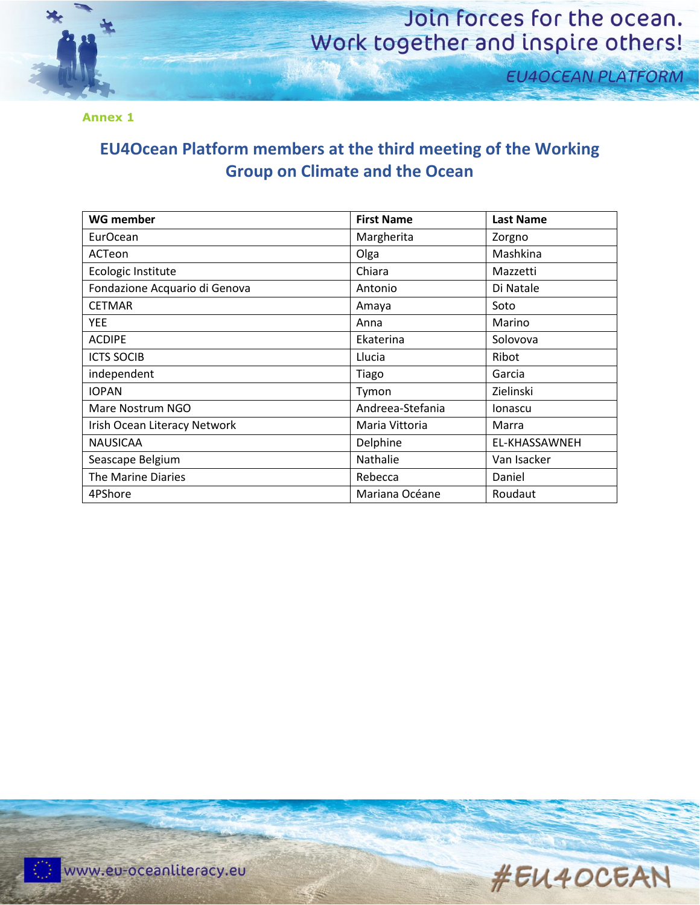Annex 1

## EU4Ocean Platform members at the third meeting of the Working Group on Climate and the Ocean

| WG member | First Name | Last Name |
|---|---|---|
| EurOcean | Margherita | Zorgno |
| ACTeon | Olga | Mashkina |
| Ecologic Institute | Chiara | Mazzetti |
| Fondazione Acquario di Genova | Antonio | Di Natale |
| CETMAR | Amaya | Soto |
| YEE | Anna | Marino |
| ACDIPE | Ekaterina | Solovova |
| ICTS SOCIB | Llucia | Ribot |
| independent | Tiago | Garcia |
| IOPAN | Tymon | Zielinski |
| Mare Nostrum NGO | Andreea-Stefania | Ionascu |
| Irish Ocean Literacy Network | Maria Vittoria | Marra |
| NAUSICAA | Delphine | EL-KHASSAWNEH |
| Seascape Belgium | Nathalie | Van Isacker |
| The Marine Diaries | Rebecca | Daniel |
| 4PShore | Mariana Océane | Roudaut |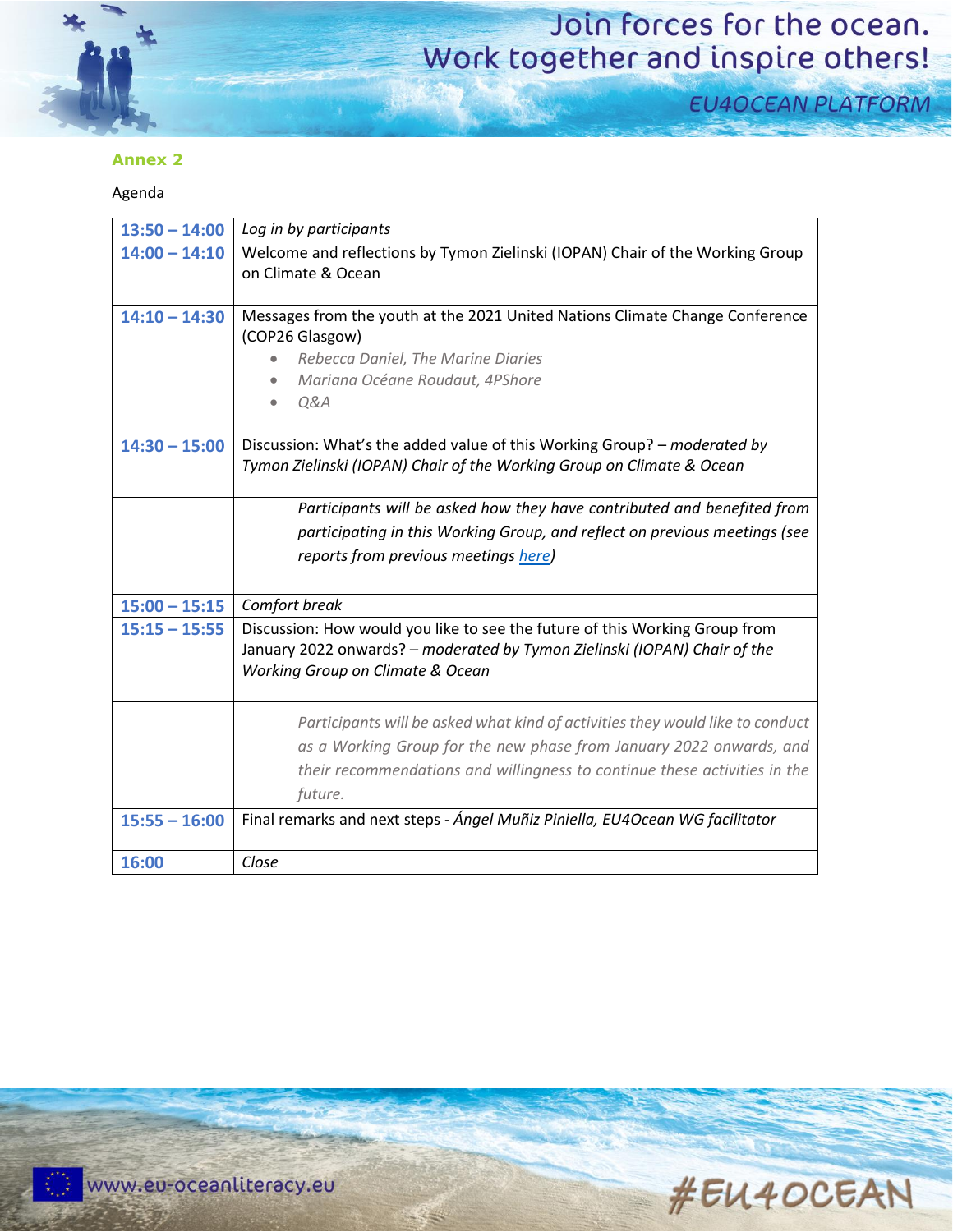## Annex 2

Agenda

| | |
|---|---|
| **13:50 – 14:00** | *Log in by participants* |
| **14:00 – 14:10** | Welcome and reflections by Tymon Zielinski (IOPAN) Chair of the Working Group on Climate & Ocean |
| **14:10 – 14:30** | Messages from the youth at the 2021 United Nations Climate Change Conference (COP26 Glasgow)<br>• *Rebecca Daniel, The Marine Diaries*<br>• *Mariana Océane Roudaut, 4PShore*<br>• *Q&A* |
| **14:30 – 15:00** | Discussion: What's the added value of this Working Group? – *moderated by Tymon Zielinski (IOPAN) Chair of the Working Group on Climate & Ocean* |
| | *Participants will be asked how they have contributed and benefited from participating in this Working Group, and reflect on previous meetings (see reports from previous meetings [here](#))* |
| **15:00 – 15:15** | *Comfort break* |
| **15:15 – 15:55** | Discussion: How would you like to see the future of this Working Group from January 2022 onwards? – *moderated by Tymon Zielinski (IOPAN) Chair of the Working Group on Climate & Ocean* |
| | *Participants will be asked what kind of activities they would like to conduct as a Working Group for the new phase from January 2022 onwards, and their recommendations and willingness to continue these activities in the future.* |
| **15:55 – 16:00** | Final remarks and next steps - *Ángel Muñiz Piniella, EU4Ocean WG facilitator* |
| **16:00** | *Close* |